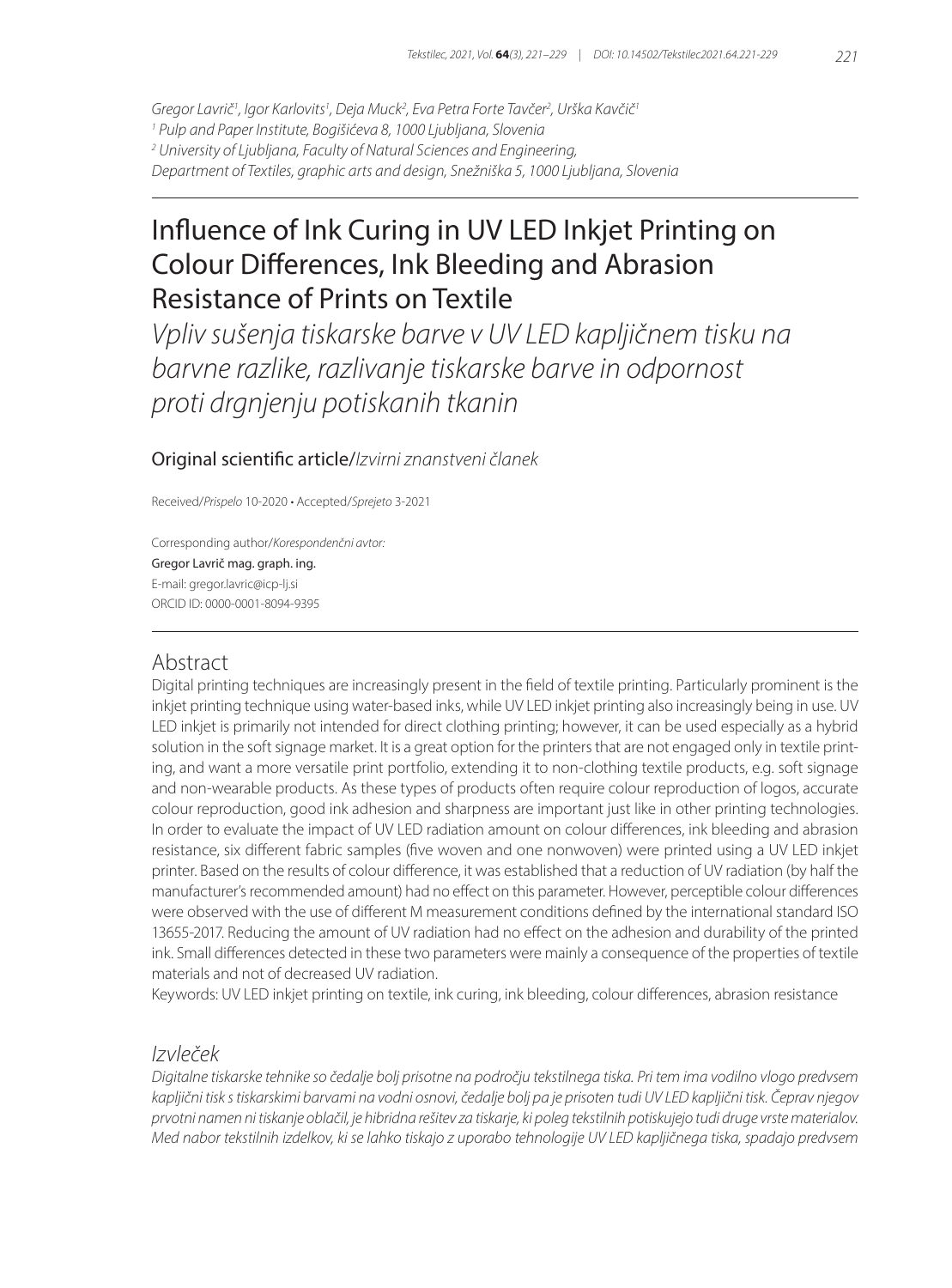Gregor Lavrič[1], Igor Karlovits[1], Deja Muck[2], Eva Petra Forte Tavčer[2], Urška Kavčič[1]

[1] Pulp and Paper Institute, Bogišićeva 8, 1000 Ljubljana, Slovenia

[2] University of Ljubljana, Faculty of Natural Sciences and Engineering, Department of Textiles, graphic arts and design, Snežniška 5, 1000 Ljubljana, Slovenia

# Influence of Ink Curing in UV LED Inkjet Printing on Colour Differences, Ink Bleeding and Abrasion Resistance of Prints on Textile

*Vpliv sušenja tiskarske barve v UV LED kapljičnem tisku na barvne razlike, razlivanje tiskarske barve in odpornost proti drgnjenju potiskanih tkanin*

Original scientific article/*Izvirni znanstveni članek*

Received/*Prispelo* 10-2020 • Accepted/*Sprejeto* 3-2021

Corresponding author/*Korespondenčni avtor:*
Gregor Lavrič mag. graph. ing.
E-mail: gregor.lavric@icp-lj.si
ORCID ID: 0000-0001-8094-9395

## Abstract

Digital printing techniques are increasingly present in the field of textile printing. Particularly prominent is the inkjet printing technique using water-based inks, while UV LED inkjet printing also increasingly being in use. UV LED inkjet is primarily not intended for direct clothing printing; however, it can be used especially as a hybrid solution in the soft signage market. It is a great option for the printers that are not engaged only in textile printing, and want a more versatile print portfolio, extending it to non-clothing textile products, e.g. soft signage and non-wearable products. As these types of products often require colour reproduction of logos, accurate colour reproduction, good ink adhesion and sharpness are important just like in other printing technologies. In order to evaluate the impact of UV LED radiation amount on colour differences, ink bleeding and abrasion resistance, six different fabric samples (five woven and one nonwoven) were printed using a UV LED inkjet printer. Based on the results of colour difference, it was established that a reduction of UV radiation (by half the manufacturer's recommended amount) had no effect on this parameter. However, perceptible colour differences were observed with the use of different M measurement conditions defined by the international standard ISO 13655-2017. Reducing the amount of UV radiation had no effect on the adhesion and durability of the printed ink. Small differences detected in these two parameters were mainly a consequence of the properties of textile materials and not of decreased UV radiation.

Keywords: UV LED inkjet printing on textile, ink curing, ink bleeding, colour differences, abrasion resistance

## *Izvleček*

*Digitalne tiskarske tehnike so čedalje bolj prisotne na področju tekstilnega tiska. Pri tem ima vodilno vlogo predvsem kapljični tisk s tiskarskimi barvami na vodni osnovi, čedalje bolj pa je prisoten tudi UV LED kapljični tisk. Čeprav njegov prvotni namen ni tiskanje oblačil, je hibridna rešitev za tiskarje, ki poleg tekstilnih potiskujejo tudi druge vrste materialov. Med nabor tekstilnih izdelkov, ki se lahko tiskajo z uporabo tehnologije UV LED kapljičnega tiska, spadajo predvsem*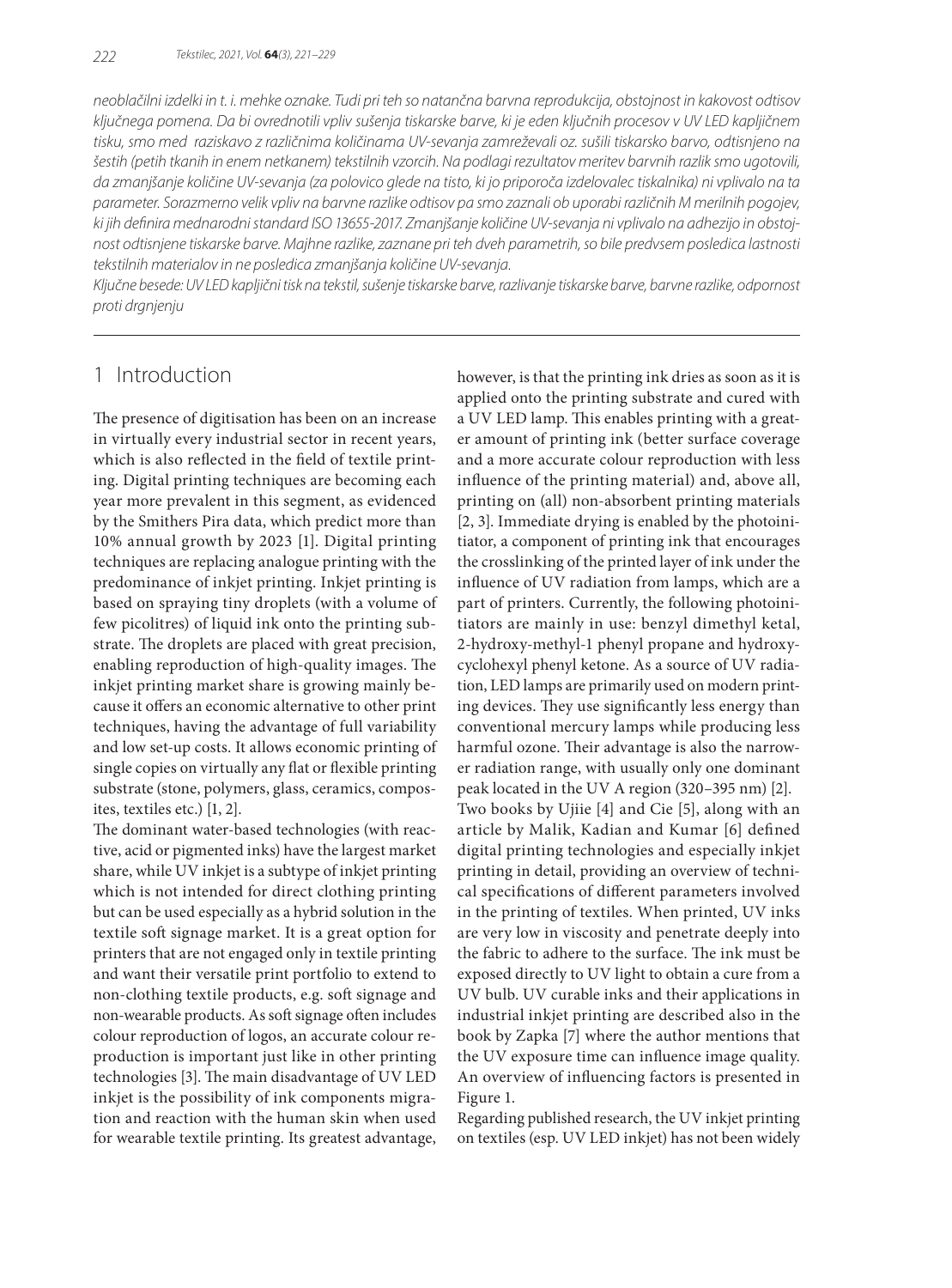*neoblačilni izdelki in t. i. mehke oznake. Tudi pri teh so natančna barvna reprodukcija, obstojnost in kakovost odtisov ključnega pomena. Da bi ovrednotili vpliv sušenja tiskarske barve, ki je eden ključnih procesov v UV LED kapljičnem tisku, smo med raziskavo z različnima količinama UV-sevanja zamreževali oz. sušili tiskarsko barvo, odtisnjeno na šestih (petih tkanih in enem netkanem) tekstilnih vzorcih. Na podlagi rezultatov meritev barvnih razlik smo ugotovili, da zmanjšanje količine UV-sevanja (za polovico glede na tisto, ki jo priporoča izdelovalec tiskalnika) ni vplivalo na ta parameter. Sorazmerno velik vpliv na barvne razlike odtisov pa smo zaznali ob uporabi različnih M merilnih pogojev, ki jih definira mednarodni standard ISO 13655-2017. Zmanjšanje količine UV-sevanja ni vplivalo na adhezijo in obstojnost odtisnjene tiskarske barve. Majhne razlike, zaznane pri teh dveh parametrih, so bile predvsem posledica lastnosti tekstilnih materialov in ne posledica zmanjšanja količine UV-sevanja.*

*Ključne besede: UV LED kapljični tisk na tekstil, sušenje tiskarske barve, razlivanje tiskarske barve, barvne razlike, odpornost proti drgnjenju*

## 1 Introduction

The presence of digitisation has been on an increase in virtually every industrial sector in recent years, which is also reflected in the field of textile printing. Digital printing techniques are becoming each year more prevalent in this segment, as evidenced by the Smithers Pira data, which predict more than 10% annual growth by 2023 [1]. Digital printing techniques are replacing analogue printing with the predominance of inkjet printing. Inkjet printing is based on spraying tiny droplets (with a volume of few picolitres) of liquid ink onto the printing substrate. The droplets are placed with great precision, enabling reproduction of high-quality images. The inkjet printing market share is growing mainly because it offers an economic alternative to other print techniques, having the advantage of full variability and low set-up costs. It allows economic printing of single copies on virtually any flat or flexible printing substrate (stone, polymers, glass, ceramics, composites, textiles etc.) [1, 2].

The dominant water-based technologies (with reactive, acid or pigmented inks) have the largest market share, while UV inkjet is a subtype of inkjet printing which is not intended for direct clothing printing but can be used especially as a hybrid solution in the textile soft signage market. It is a great option for printers that are not engaged only in textile printing and want their versatile print portfolio to extend to non-clothing textile products, e.g. soft signage and non-wearable products. As soft signage often includes colour reproduction of logos, an accurate colour reproduction is important just like in other printing technologies [3]. The main disadvantage of UV LED inkjet is the possibility of ink components migration and reaction with the human skin when used for wearable textile printing. Its greatest advantage, however, is that the printing ink dries as soon as it is applied onto the printing substrate and cured with a UV LED lamp. This enables printing with a greater amount of printing ink (better surface coverage and a more accurate colour reproduction with less influence of the printing material) and, above all, printing on (all) non-absorbent printing materials [2, 3]. Immediate drying is enabled by the photoinitiator, a component of printing ink that encourages the crosslinking of the printed layer of ink under the influence of UV radiation from lamps, which are a part of printers. Currently, the following photoinitiators are mainly in use: benzyl dimethyl ketal, 2-hydroxy-methyl-1 phenyl propane and hydroxycyclohexyl phenyl ketone. As a source of UV radiation, LED lamps are primarily used on modern printing devices. They use significantly less energy than conventional mercury lamps while producing less harmful ozone. Their advantage is also the narrower radiation range, with usually only one dominant peak located in the UV A region (320–395 nm) [2].

Two books by Ujiie [4] and Cie [5], along with an article by Malik, Kadian and Kumar [6] defined digital printing technologies and especially inkjet printing in detail, providing an overview of technical specifications of different parameters involved in the printing of textiles. When printed, UV inks are very low in viscosity and penetrate deeply into the fabric to adhere to the surface. The ink must be exposed directly to UV light to obtain a cure from a UV bulb. UV curable inks and their applications in industrial inkjet printing are described also in the book by Zapka [7] where the author mentions that the UV exposure time can influence image quality. An overview of influencing factors is presented in Figure 1.

Regarding published research, the UV inkjet printing on textiles (esp. UV LED inkjet) has not been widely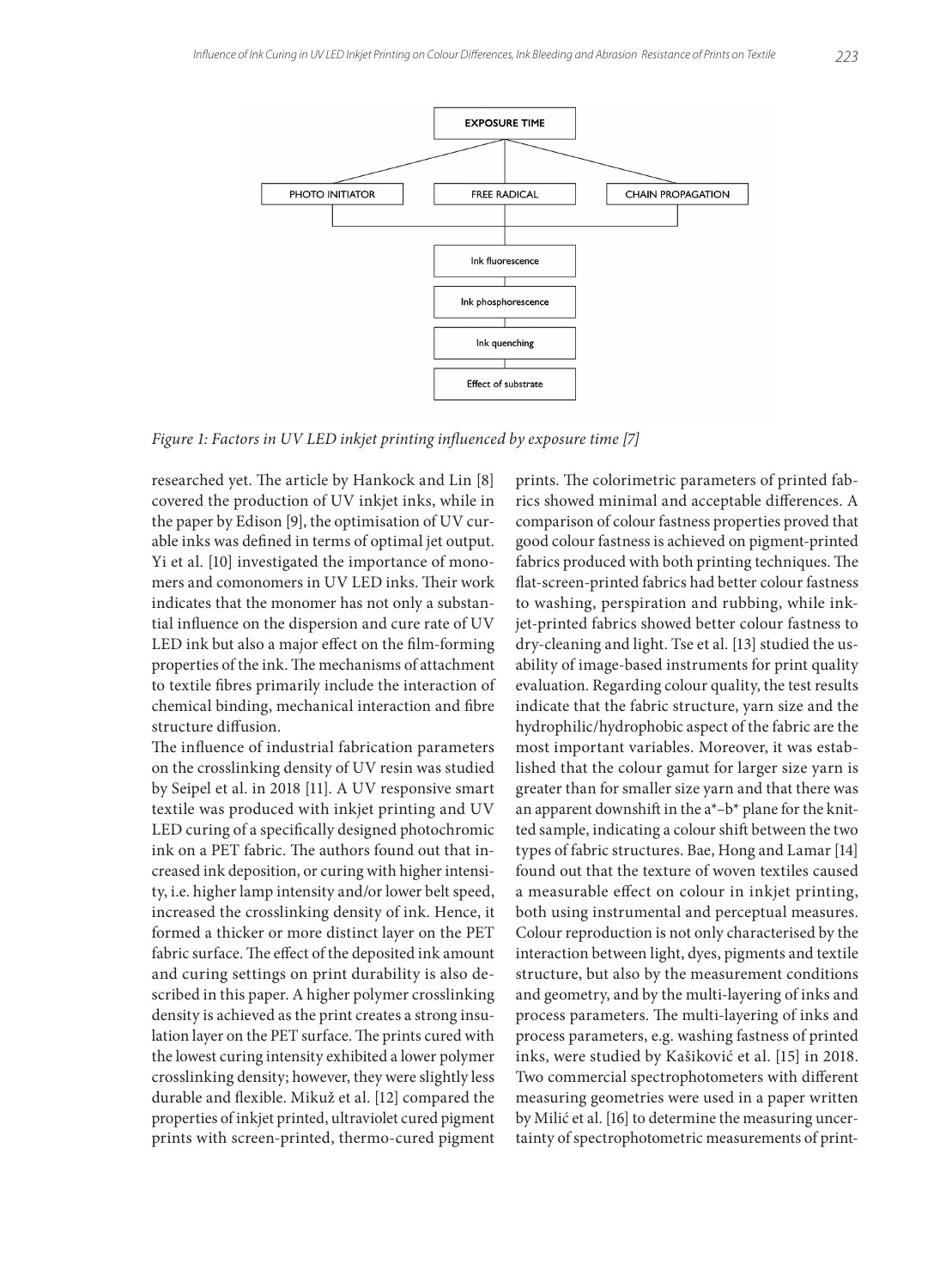EXPOSURE TIME

PHOTO INITIATOR | FREE RADICAL | CHAIN PROPAGATION

Ink fluorescence

Ink phosphorescence

Ink quenching

Effect of substrate

*Figure 1: Factors in UV LED inkjet printing influenced by exposure time [7]*

researched yet. The article by Hankock and Lin [8] covered the production of UV inkjet inks, while in the paper by Edison [9], the optimisation of UV curable inks was defined in terms of optimal jet output. Yi et al. [10] investigated the importance of monomers and comonomers in UV LED inks. Their work indicates that the monomer has not only a substantial influence on the dispersion and cure rate of UV LED ink but also a major effect on the film-forming properties of the ink. The mechanisms of attachment to textile fibres primarily include the interaction of chemical binding, mechanical interaction and fibre structure diffusion.

The influence of industrial fabrication parameters on the crosslinking density of UV resin was studied by Seipel et al. in 2018 [11]. A UV responsive smart textile was produced with inkjet printing and UV LED curing of a specifically designed photochromic ink on a PET fabric. The authors found out that increased ink deposition, or curing with higher intensity, i.e. higher lamp intensity and/or lower belt speed, increased the crosslinking density of ink. Hence, it formed a thicker or more distinct layer on the PET fabric surface. The effect of the deposited ink amount and curing settings on print durability is also described in this paper. A higher polymer crosslinking density is achieved as the print creates a strong insulation layer on the PET surface. The prints cured with the lowest curing intensity exhibited a lower polymer crosslinking density; however, they were slightly less durable and flexible. Mikuž et al. [12] compared the properties of inkjet printed, ultraviolet cured pigment prints with screen-printed, thermo-cured pigment prints. The colorimetric parameters of printed fabrics showed minimal and acceptable differences. A comparison of colour fastness properties proved that good colour fastness is achieved on pigment-printed fabrics produced with both printing techniques. The flat-screen-printed fabrics had better colour fastness to washing, perspiration and rubbing, while inkjet-printed fabrics showed better colour fastness to dry-cleaning and light. Tse et al. [13] studied the usability of image-based instruments for print quality evaluation. Regarding colour quality, the test results indicate that the fabric structure, yarn size and the hydrophilic/hydrophobic aspect of the fabric are the most important variables. Moreover, it was established that the colour gamut for larger size yarn is greater than for smaller size yarn and that there was an apparent downshift in the a*–b* plane for the knitted sample, indicating a colour shift between the two types of fabric structures. Bae, Hong and Lamar [14] found out that the texture of woven textiles caused a measurable effect on colour in inkjet printing, both using instrumental and perceptual measures. Colour reproduction is not only characterised by the interaction between light, dyes, pigments and textile structure, but also by the measurement conditions and geometry, and by the multi-layering of inks and process parameters. The multi-layering of inks and process parameters, e.g. washing fastness of printed inks, were studied by Kašiković et al. [15] in 2018. Two commercial spectrophotometers with different measuring geometries were used in a paper written by Milić et al. [16] to determine the measuring uncertainty of spectrophotometric measurements of print-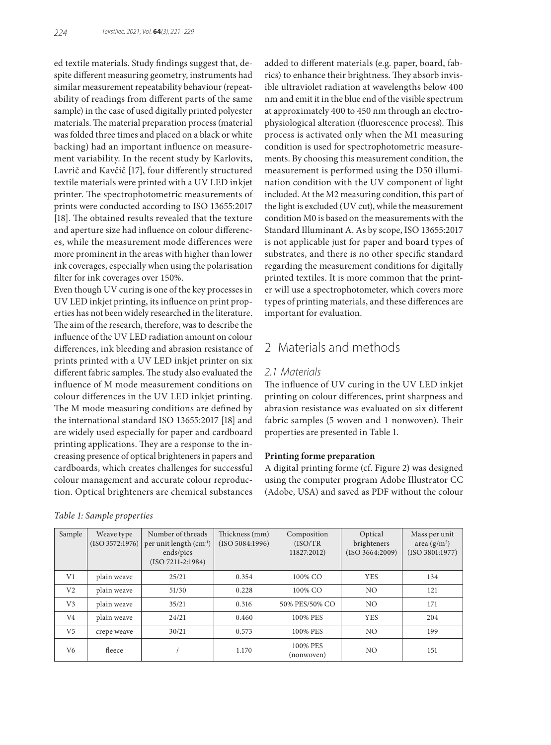ed textile materials. Study findings suggest that, despite different measuring geometry, instruments had similar measurement repeatability behaviour (repeatability of readings from different parts of the same sample) in the case of used digitally printed polyester materials. The material preparation process (material was folded three times and placed on a black or white backing) had an important influence on measurement variability. In the recent study by Karlovits, Lavrič and Kavčič [17], four differently structured textile materials were printed with a UV LED inkjet printer. The spectrophotometric measurements of prints were conducted according to ISO 13655:2017 [18]. The obtained results revealed that the texture and aperture size had influence on colour differences, while the measurement mode differences were more prominent in the areas with higher than lower ink coverages, especially when using the polarisation filter for ink coverages over 150%.

Even though UV curing is one of the key processes in UV LED inkjet printing, its influence on print properties has not been widely researched in the literature. The aim of the research, therefore, was to describe the influence of the UV LED radiation amount on colour differences, ink bleeding and abrasion resistance of prints printed with a UV LED inkjet printer on six different fabric samples. The study also evaluated the influence of M mode measurement conditions on colour differences in the UV LED inkjet printing. The M mode measuring conditions are defined by the international standard ISO 13655:2017 [18] and are widely used especially for paper and cardboard printing applications. They are a response to the increasing presence of optical brighteners in papers and cardboards, which creates challenges for successful colour management and accurate colour reproduction. Optical brighteners are chemical substances added to different materials (e.g. paper, board, fabrics) to enhance their brightness. They absorb invisible ultraviolet radiation at wavelengths below 400 nm and emit it in the blue end of the visible spectrum at approximately 400 to 450 nm through an electrophysiological alteration (fluorescence process). This process is activated only when the M1 measuring condition is used for spectrophotometric measurements. By choosing this measurement condition, the measurement is performed using the D50 illumination condition with the UV component of light included. At the M2 measuring condition, this part of the light is excluded (UV cut), while the measurement condition M0 is based on the measurements with the Standard Illuminant A. As by scope, ISO 13655:2017 is not applicable just for paper and board types of substrates, and there is no other specific standard regarding the measurement conditions for digitally printed textiles. It is more common that the printer will use a spectrophotometer, which covers more types of printing materials, and these differences are important for evaluation.

## 2 Materials and methods

### 2.1 Materials

The influence of UV curing in the UV LED inkjet printing on colour differences, print sharpness and abrasion resistance was evaluated on six different fabric samples (5 woven and 1 nonwoven). Their properties are presented in Table 1.

*Table 1: Sample properties*

| Sample | Weave type (ISO 3572:1976) | Number of threads per unit length ($cm^{-1}$) ends/pics (ISO 7211-2:1984) | Thickness (mm) (ISO 5084:1996) | Composition (ISO/TR 11827:2012) | Optical brighteners (ISO 3664:2009) | Mass per unit area ($g/m^2$) (ISO 3801:1977) |
|---|---|---|---|---|---|---|
| V1 | plain weave | 25/21 | 0.354 | 100% CO | YES | 134 |
| V2 | plain weave | 51/30 | 0.228 | 100% CO | NO | 121 |
| V3 | plain weave | 35/21 | 0.316 | 50% PES/50% CO | NO | 171 |
| V4 | plain weave | 24/21 | 0.460 | 100% PES | YES | 204 |
| V5 | crepe weave | 30/21 | 0.573 | 100% PES | NO | 199 |
| V6 | fleece | / | 1.170 | 100% PES (nonwoven) | NO | 151 |

**Printing forme preparation**

A digital printing forme (cf. Figure 2) was designed using the computer program Adobe Illustrator CC (Adobe, USA) and saved as PDF without the colour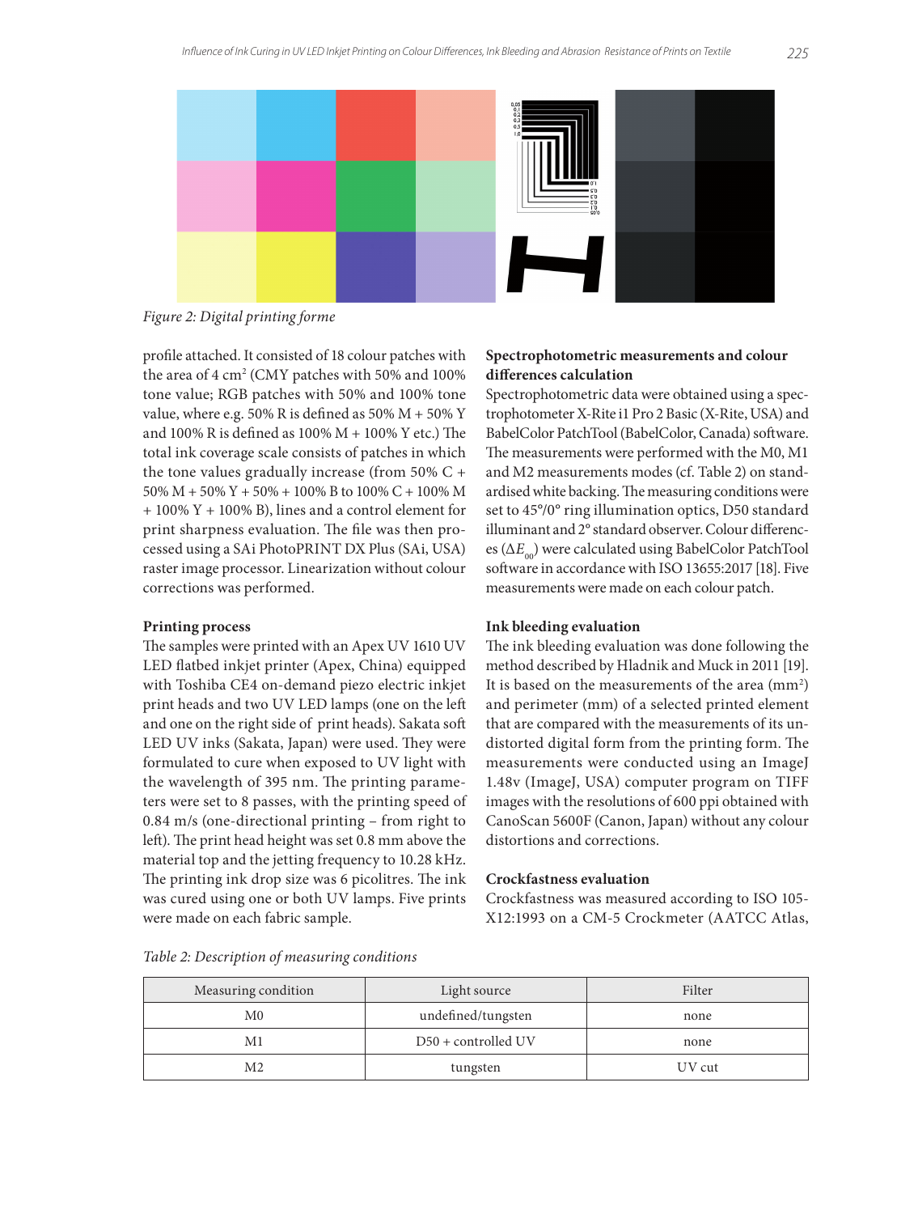Figure 2: Digital printing forme

profile attached. It consisted of 18 colour patches with the area of 4 cm$^2$ (CMY patches with 50% and 100% tone value; RGB patches with 50% and 100% tone value, where e.g. 50% R is defined as 50% M + 50% Y and 100% R is defined as 100% M + 100% Y etc.) The total ink coverage scale consists of patches in which the tone values gradually increase (from 50% C + 50% M + 50% Y + 50% + 100% B to 100% C + 100% M + 100% Y + 100% B), lines and a control element for print sharpness evaluation. The file was then processed using a SAi PhotoPRINT DX Plus (SAi, USA) raster image processor. Linearization without colour corrections was performed.

### Printing process

The samples were printed with an Apex UV 1610 UV LED flatbed inkjet printer (Apex, China) equipped with Toshiba CE4 on-demand piezo electric inkjet print heads and two UV LED lamps (one on the left and one on the right side of print heads). Sakata soft LED UV inks (Sakata, Japan) were used. They were formulated to cure when exposed to UV light with the wavelength of 395 nm. The printing parameters were set to 8 passes, with the printing speed of 0.84 m/s (one-directional printing – from right to left). The print head height was set 0.8 mm above the material top and the jetting frequency to 10.28 kHz. The printing ink drop size was 6 picolitres. The ink was cured using one or both UV lamps. Five prints were made on each fabric sample.

### Spectrophotometric measurements and colour differences calculation

Spectrophotometric data were obtained using a spectrophotometer X-Rite i1 Pro 2 Basic (X-Rite, USA) and BabelColor PatchTool (BabelColor, Canada) software. The measurements were performed with the M0, M1 and M2 measurements modes (cf. Table 2) on standardised white backing. The measuring conditions were set to 45°/0° ring illumination optics, D50 standard illuminant and 2° standard observer. Colour differences ($\Delta E_{00}$) were calculated using BabelColor PatchTool software in accordance with ISO 13655:2017 [18]. Five measurements were made on each colour patch.

### Ink bleeding evaluation

The ink bleeding evaluation was done following the method described by Hladnik and Muck in 2011 [19]. It is based on the measurements of the area (mm$^2$) and perimeter (mm) of a selected printed element that are compared with the measurements of its undistorted digital form from the printing form. The measurements were conducted using an ImageJ 1.48v (ImageJ, USA) computer program on TIFF images with the resolutions of 600 ppi obtained with CanoScan 5600F (Canon, Japan) without any colour distortions and corrections.

### Crockfastness evaluation

Crockfastness was measured according to ISO 105-X12:1993 on a CM-5 Crockmeter (AATCC Atlas,

Table 2: Description of measuring conditions

| Measuring condition | Light source | Filter |
|---|---|---|
| M0 | undefined/tungsten | none |
| M1 | D50 + controlled UV | none |
| M2 | tungsten | UV cut |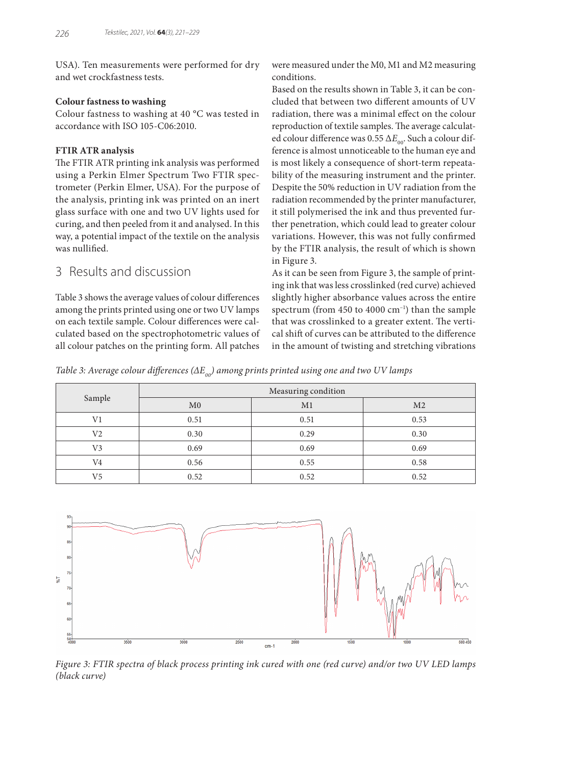USA). Ten measurements were performed for dry and wet crockfastness tests.

**Colour fastness to washing**

Colour fastness to washing at 40 °C was tested in accordance with ISO 105-C06:2010.

**FTIR ATR analysis**

The FTIR ATR printing ink analysis was performed using a Perkin Elmer Spectrum Two FTIR spectrometer (Perkin Elmer, USA). For the purpose of the analysis, printing ink was printed on an inert glass surface with one and two UV lights used for curing, and then peeled from it and analysed. In this way, a potential impact of the textile on the analysis was nullified.

## 3 Results and discussion

Table 3 shows the average values of colour differences among the prints printed using one or two UV lamps on each textile sample. Colour differences were calculated based on the spectrophotometric values of all colour patches on the printing form. All patches were measured under the M0, M1 and M2 measuring conditions.

Based on the results shown in Table 3, it can be concluded that between two different amounts of UV radiation, there was a minimal effect on the colour reproduction of textile samples. The average calculated colour difference was 0.55 $\Delta E_{00}$. Such a colour difference is almost unnoticeable to the human eye and is most likely a consequence of short-term repeatability of the measuring instrument and the printer. Despite the 50% reduction in UV radiation from the radiation recommended by the printer manufacturer, it still polymerised the ink and thus prevented further penetration, which could lead to greater colour variations. However, this was not fully confirmed by the FTIR analysis, the result of which is shown in Figure 3.

As it can be seen from Figure 3, the sample of printing ink that was less crosslinked (red curve) achieved slightly higher absorbance values across the entire spectrum (from 450 to 4000 cm$^{-1}$) than the sample that was crosslinked to a greater extent. The vertical shift of curves can be attributed to the difference in the amount of twisting and stretching vibrations

*Table 3: Average colour differences ($\Delta E_{00}$) among prints printed using one and two UV lamps*

| Sample | Measuring condition | | |
|---|---|---|---|
| | M0 | M1 | M2 |
| V1 | 0.51 | 0.51 | 0.53 |
| V2 | 0.30 | 0.29 | 0.30 |
| V3 | 0.69 | 0.69 | 0.69 |
| V4 | 0.56 | 0.55 | 0.58 |
| V5 | 0.52 | 0.52 | 0.52 |

*Figure 3: FTIR spectra of black process printing ink cured with one (red curve) and/or two UV LED lamps (black curve)*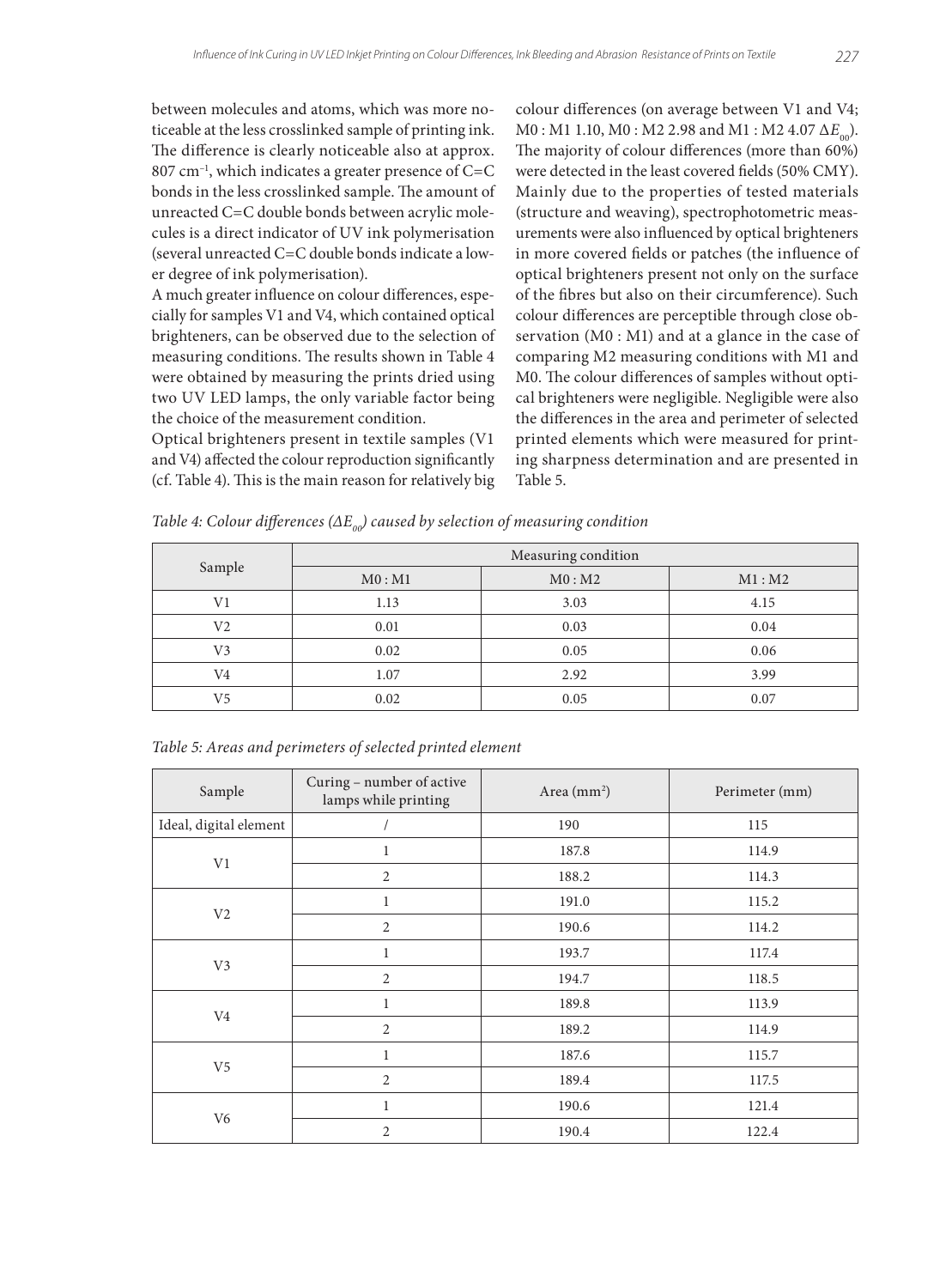between molecules and atoms, which was more noticeable at the less crosslinked sample of printing ink. The difference is clearly noticeable also at approx. 807 cm$^{-1}$, which indicates a greater presence of C=C bonds in the less crosslinked sample. The amount of unreacted C=C double bonds between acrylic molecules is a direct indicator of UV ink polymerisation (several unreacted C=C double bonds indicate a lower degree of ink polymerisation).

A much greater influence on colour differences, especially for samples V1 and V4, which contained optical brighteners, can be observed due to the selection of measuring conditions. The results shown in Table 4 were obtained by measuring the prints dried using two UV LED lamps, the only variable factor being the choice of the measurement condition.

Optical brighteners present in textile samples (V1 and V4) affected the colour reproduction significantly (cf. Table 4). This is the main reason for relatively big colour differences (on average between V1 and V4; M0 : M1 1.10, M0 : M2 2.98 and M1 : M2 4.07 $\Delta E_{00}$). The majority of colour differences (more than 60%) were detected in the least covered fields (50% CMY). Mainly due to the properties of tested materials (structure and weaving), spectrophotometric measurements were also influenced by optical brighteners in more covered fields or patches (the influence of optical brighteners present not only on the surface of the fibres but also on their circumference). Such colour differences are perceptible through close observation (M0 : M1) and at a glance in the case of comparing M2 measuring conditions with M1 and M0. The colour differences of samples without optical brighteners were negligible. Negligible were also the differences in the area and perimeter of selected printed elements which were measured for printing sharpness determination and are presented in Table 5.

*Table 4: Colour differences ($\Delta E_{00}$) caused by selection of measuring condition*

| Sample | Measuring condition | | |
|---|---|---|---|
| | M0 : M1 | M0 : M2 | M1 : M2 |
| V1 | 1.13 | 3.03 | 4.15 |
| V2 | 0.01 | 0.03 | 0.04 |
| V3 | 0.02 | 0.05 | 0.06 |
| V4 | 1.07 | 2.92 | 3.99 |
| V5 | 0.02 | 0.05 | 0.07 |

*Table 5: Areas and perimeters of selected printed element*

| Sample | Curing – number of active lamps while printing | Area (mm$^2$) | Perimeter (mm) |
|---|---|---|---|
| Ideal, digital element | / | 190 | 115 |
| V1 | 1 | 187.8 | 114.9 |
| | 2 | 188.2 | 114.3 |
| V2 | 1 | 191.0 | 115.2 |
| | 2 | 190.6 | 114.2 |
| V3 | 1 | 193.7 | 117.4 |
| | 2 | 194.7 | 118.5 |
| V4 | 1 | 189.8 | 113.9 |
| | 2 | 189.2 | 114.9 |
| V5 | 1 | 187.6 | 115.7 |
| | 2 | 189.4 | 117.5 |
| V6 | 1 | 190.6 | 121.4 |
| | 2 | 190.4 | 122.4 |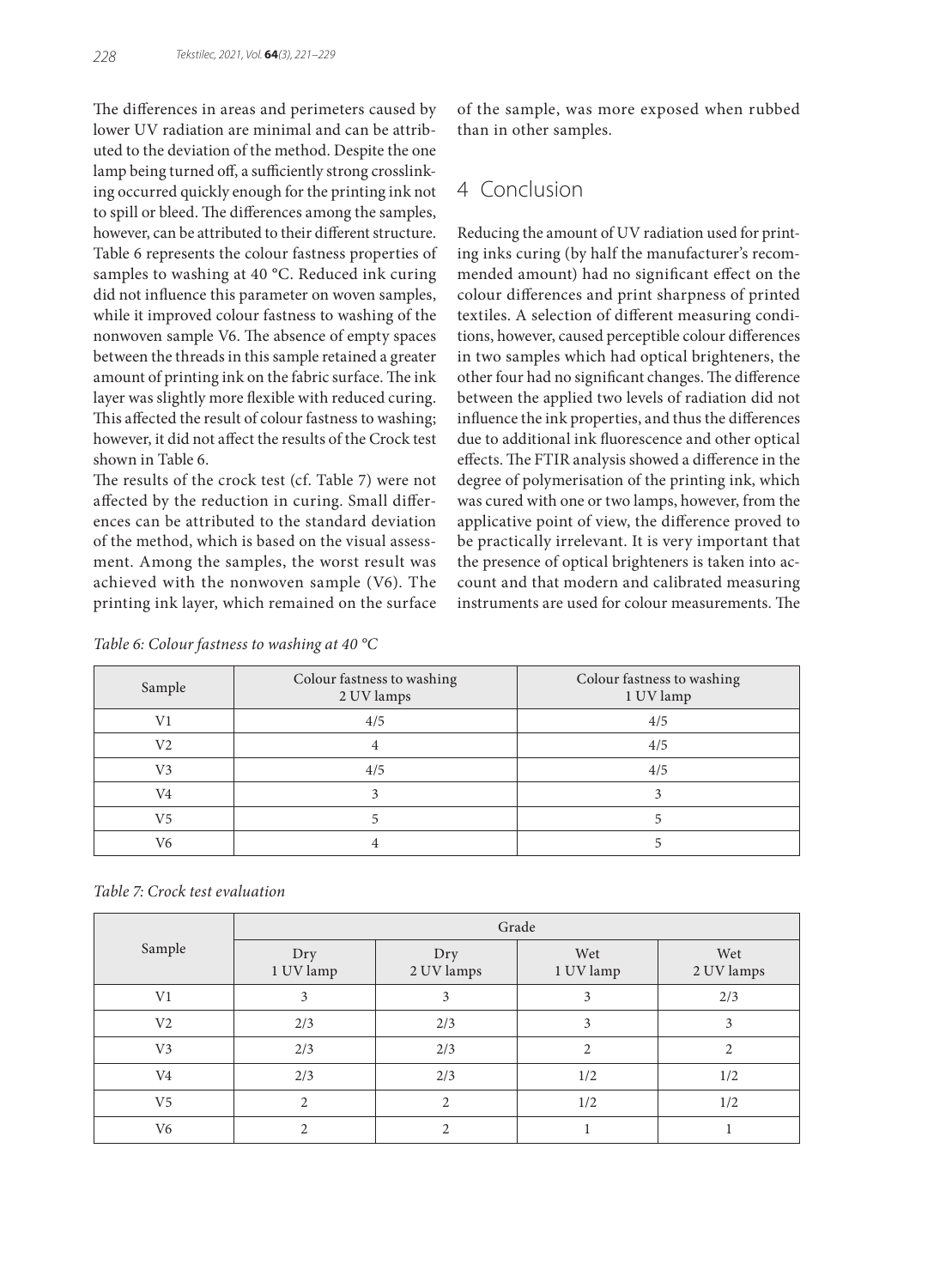The differences in areas and perimeters caused by lower UV radiation are minimal and can be attributed to the deviation of the method. Despite the one lamp being turned off, a sufficiently strong crosslinking occurred quickly enough for the printing ink not to spill or bleed. The differences among the samples, however, can be attributed to their different structure. Table 6 represents the colour fastness properties of samples to washing at 40 °C. Reduced ink curing did not influence this parameter on woven samples, while it improved colour fastness to washing of the nonwoven sample V6. The absence of empty spaces between the threads in this sample retained a greater amount of printing ink on the fabric surface. The ink layer was slightly more flexible with reduced curing. This affected the result of colour fastness to washing; however, it did not affect the results of the Crock test shown in Table 6.

The results of the crock test (cf. Table 7) were not affected by the reduction in curing. Small differences can be attributed to the standard deviation of the method, which is based on the visual assessment. Among the samples, the worst result was achieved with the nonwoven sample (V6). The printing ink layer, which remained on the surface of the sample, was more exposed when rubbed than in other samples.

*Table 6: Colour fastness to washing at 40 °C*

| Sample | Colour fastness to washing 2 UV lamps | Colour fastness to washing 1 UV lamp |
|---|---|---|
| V1 | 4/5 | 4/5 |
| V2 | 4 | 4/5 |
| V3 | 4/5 | 4/5 |
| V4 | 3 | 3 |
| V5 | 5 | 5 |
| V6 | 4 | 5 |

*Table 7: Crock test evaluation*

| Sample | Grade | | | |
|---|---|---|---|---|
| | Dry 1 UV lamp | Dry 2 UV lamps | Wet 1 UV lamp | Wet 2 UV lamps |
| V1 | 3 | 3 | 3 | 2/3 |
| V2 | 2/3 | 2/3 | 3 | 3 |
| V3 | 2/3 | 2/3 | 2 | 2 |
| V4 | 2/3 | 2/3 | 1/2 | 1/2 |
| V5 | 2 | 2 | 1/2 | 1/2 |
| V6 | 2 | 2 | 1 | 1 |

## 4 Conclusion

Reducing the amount of UV radiation used for printing inks curing (by half the manufacturer's recommended amount) had no significant effect on the colour differences and print sharpness of printed textiles. A selection of different measuring conditions, however, caused perceptible colour differences in two samples which had optical brighteners, the other four had no significant changes. The difference between the applied two levels of radiation did not influence the ink properties, and thus the differences due to additional ink fluorescence and other optical effects. The FTIR analysis showed a difference in the degree of polymerisation of the printing ink, which was cured with one or two lamps, however, from the applicative point of view, the difference proved to be practically irrelevant. It is very important that the presence of optical brighteners is taken into account and that modern and calibrated measuring instruments are used for colour measurements. The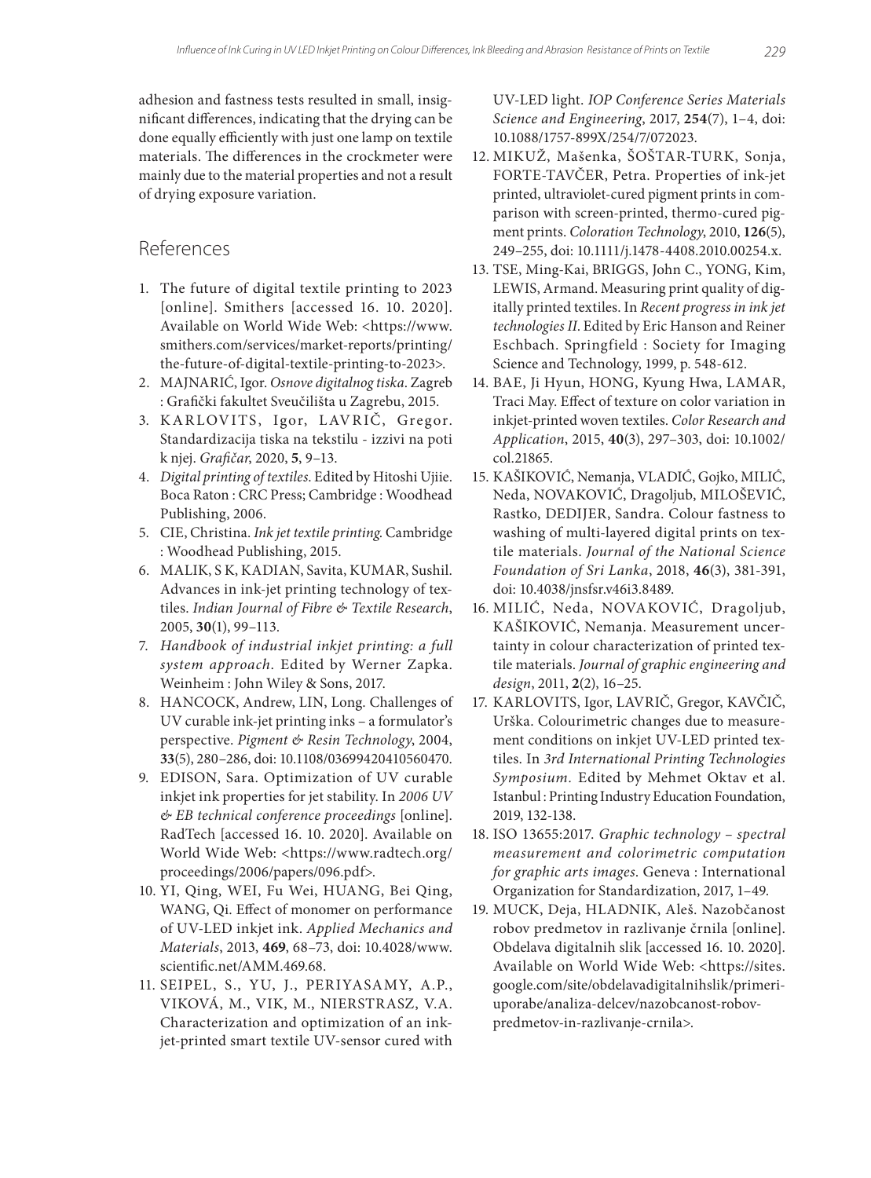adhesion and fastness tests resulted in small, insignificant differences, indicating that the drying can be done equally efficiently with just one lamp on textile materials. The differences in the crockmeter were mainly due to the material properties and not a result of drying exposure variation.

## References

1. The future of digital textile printing to 2023 [online]. Smithers [accessed 16. 10. 2020]. Available on World Wide Web: <https://www.smithers.com/services/market-reports/printing/the-future-of-digital-textile-printing-to-2023>.
2. MAJNARIĆ, Igor. *Osnove digitalnog tiska*. Zagreb : Grafički fakultet Sveučilišta u Zagrebu, 2015.
3. KARLOVITS, Igor, LAVRIČ, Gregor. Standardizacija tiska na tekstilu - izzivi na poti k njej. *Grafičar*, 2020, **5**, 9–13.
4. *Digital printing of textiles*. Edited by Hitoshi Ujiie. Boca Raton : CRC Press; Cambridge : Woodhead Publishing, 2006.
5. CIE, Christina. *Ink jet textile printing*. Cambridge : Woodhead Publishing, 2015.
6. MALIK, S K, KADIAN, Savita, KUMAR, Sushil. Advances in ink-jet printing technology of textiles. *Indian Journal of Fibre & Textile Research*, 2005, **30**(1), 99–113.
7. *Handbook of industrial inkjet printing: a full system approach*. Edited by Werner Zapka. Weinheim : John Wiley & Sons, 2017.
8. HANCOCK, Andrew, LIN, Long. Challenges of UV curable ink-jet printing inks – a formulator's perspective. *Pigment & Resin Technology*, 2004, **33**(5), 280–286, doi: 10.1108/03699420410560470.
9. EDISON, Sara. Optimization of UV curable inkjet ink properties for jet stability. In *2006 UV & EB technical conference proceedings* [online]. RadTech [accessed 16. 10. 2020]. Available on World Wide Web: <https://www.radtech.org/proceedings/2006/papers/096.pdf>.
10. YI, Qing, WEI, Fu Wei, HUANG, Bei Qing, WANG, Qi. Effect of monomer on performance of UV-LED inkjet ink. *Applied Mechanics and Materials*, 2013, **469**, 68–73, doi: 10.4028/www.scientific.net/AMM.469.68.
11. SEIPEL, S., YU, J., PERIYASAMY, A.P., VIKOVÁ, M., VIK, M., NIERSTRASZ, V.A. Characterization and optimization of an inkjet-printed smart textile UV-sensor cured with UV-LED light. *IOP Conference Series Materials Science and Engineering*, 2017, **254**(7), 1–4, doi: 10.1088/1757-899X/254/7/072023.
12. MIKUŽ, Mašenka, ŠOŠTAR-TURK, Sonja, FORTE-TAVČER, Petra. Properties of ink-jet printed, ultraviolet-cured pigment prints in comparison with screen-printed, thermo-cured pigment prints. *Coloration Technology*, 2010, **126**(5), 249–255, doi: 10.1111/j.1478-4408.2010.00254.x.
13. TSE, Ming-Kai, BRIGGS, John C., YONG, Kim, LEWIS, Armand. Measuring print quality of digitally printed textiles. In *Recent progress in ink jet technologies II*. Edited by Eric Hanson and Reiner Eschbach. Springfield : Society for Imaging Science and Technology, 1999, p. 548-612.
14. BAE, Ji Hyun, HONG, Kyung Hwa, LAMAR, Traci May. Effect of texture on color variation in inkjet-printed woven textiles. *Color Research and Application*, 2015, **40**(3), 297–303, doi: 10.1002/col.21865.
15. KAŠIKOVIĆ, Nemanja, VLADIĆ, Gojko, MILIĆ, Neda, NOVAKOVIĆ, Dragoljub, MILOŠEVIĆ, Rastko, DEDIJER, Sandra. Colour fastness to washing of multi-layered digital prints on textile materials. *Journal of the National Science Foundation of Sri Lanka*, 2018, **46**(3), 381-391, doi: 10.4038/jnsfsr.v46i3.8489.
16. MILIĆ, Neda, NOVAKOVIĆ, Dragoljub, KAŠIKOVIĆ, Nemanja. Measurement uncertainty in colour characterization of printed textile materials. *Journal of graphic engineering and design*, 2011, **2**(2), 16–25.
17. KARLOVITS, Igor, LAVRIČ, Gregor, KAVČIČ, Urška. Colourimetric changes due to measurement conditions on inkjet UV-LED printed textiles. In *3rd International Printing Technologies Symposium*. Edited by Mehmet Oktav et al. Istanbul : Printing Industry Education Foundation, 2019, 132-138.
18. ISO 13655:2017. *Graphic technology – spectral measurement and colorimetric computation for graphic arts images*. Geneva : International Organization for Standardization, 2017, 1–49.
19. MUCK, Deja, HLADNIK, Aleš. Nazobčanost robov predmetov in razlivanje črnila [online]. Obdelava digitalnih slik [accessed 16. 10. 2020]. Available on World Wide Web: <https://sites.google.com/site/obdelavadigitalnihslik/primeri-uporabe/analiza-delcev/nazobcanost-robov-predmetov-in-razlivanje-crnila>.